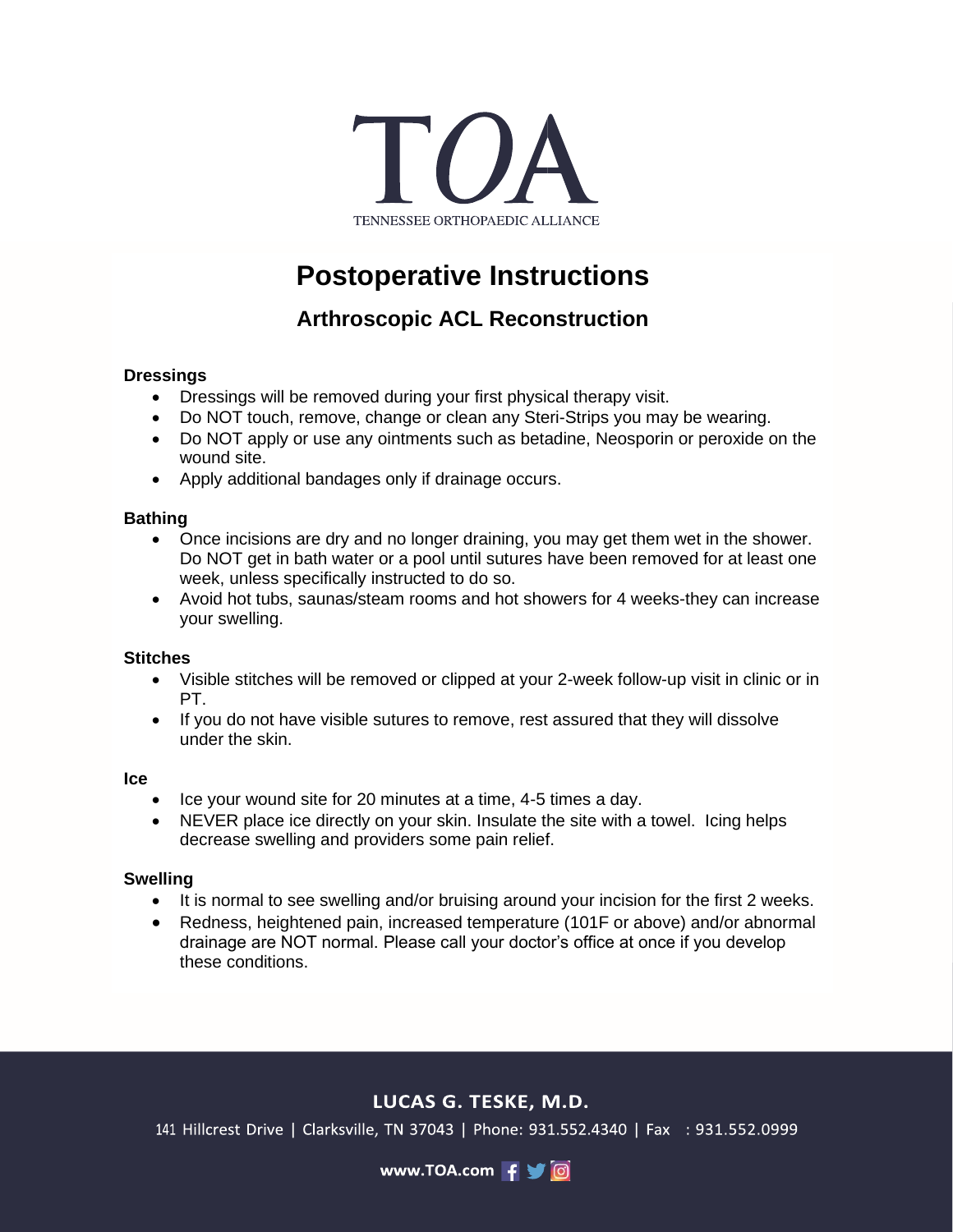TOA

TENNESSEE ORTHOPAEDIC ALLIANCE

# Postoperative Instructions

## Arthroscopic ACL Reconstruction

**Dressings**

- Dressings will be removed during your first physical therapy visit.
- Do NOT touch, remove, change or clean any Steri-Strips you may be wearing.
- Do NOT apply or use any ointments such as betadine, Neosporin or peroxide on the wound site.
- Apply additional bandages only if drainage occurs.

**Bathing**

- Once incisions are dry and no longer draining, you may get them wet in the shower. Do NOT get in bath water or a pool until sutures have been removed for at least one week, unless specifically instructed to do so.
- Avoid hot tubs, saunas/steam rooms and hot showers for 4 weeks-they can increase your swelling.

**Stitches**

- Visible stitches will be removed or clipped at your 2-week follow-up visit in clinic or in PT.
- If you do not have visible sutures to remove, rest assured that they will dissolve under the skin.

**Ice**

- Ice your wound site for 20 minutes at a time, 4-5 times a day.
- NEVER place ice directly on your skin. Insulate the site with a towel. Icing helps decrease swelling and providers some pain relief.

**Swelling**

- It is normal to see swelling and/or bruising around your incision for the first 2 weeks.
- Redness, heightened pain, increased temperature (101F or above) and/or abnormal drainage are NOT normal. Please call your doctor's office at once if you develop these conditions.

**LUCAS G. TESKE, M.D.**

141 Hillcrest Drive | Clarksville, TN 37043 | Phone: 931.552.4340 | Fax : 931.552.0999

www.TOA.com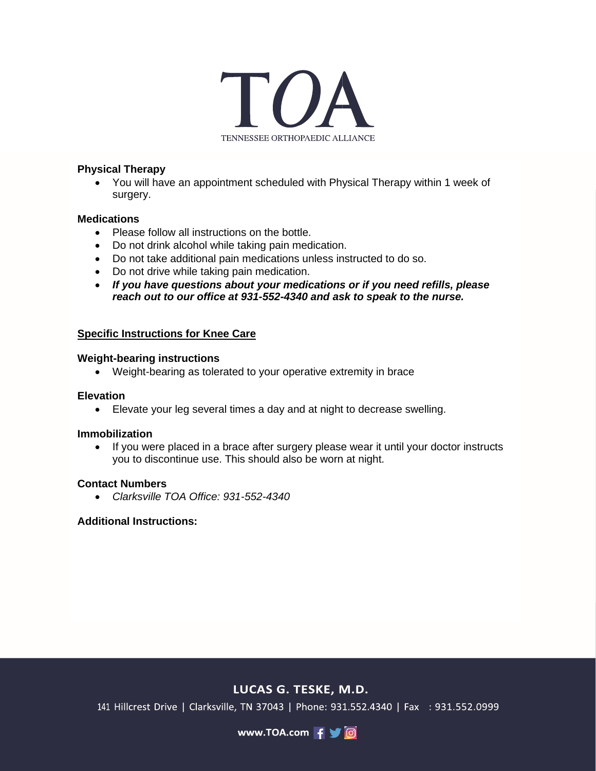TOA

TENNESSEE ORTHOPAEDIC ALLIANCE

**Physical Therapy**

- You will have an appointment scheduled with Physical Therapy within 1 week of surgery.

**Medications**

- Please follow all instructions on the bottle.
- Do not drink alcohol while taking pain medication.
- Do not take additional pain medications unless instructed to do so.
- Do not drive while taking pain medication.
- ***If you have questions about your medications or if you need refills, please reach out to our office at 931-552-4340 and ask to speak to the nurse.***

## Specific Instructions for Knee Care

**Weight-bearing instructions**

- Weight-bearing as tolerated to your operative extremity in brace

**Elevation**

- Elevate your leg several times a day and at night to decrease swelling.

**Immobilization**

- If you were placed in a brace after surgery please wear it until your doctor instructs you to discontinue use. This should also be worn at night.

**Contact Numbers**

- *Clarksville TOA Office: 931-552-4340*

**Additional Instructions:**

**LUCAS G. TESKE, M.D.**

141 Hillcrest Drive | Clarksville, TN 37043 | Phone: 931.552.4340 | Fax : 931.552.0999

www.TOA.com